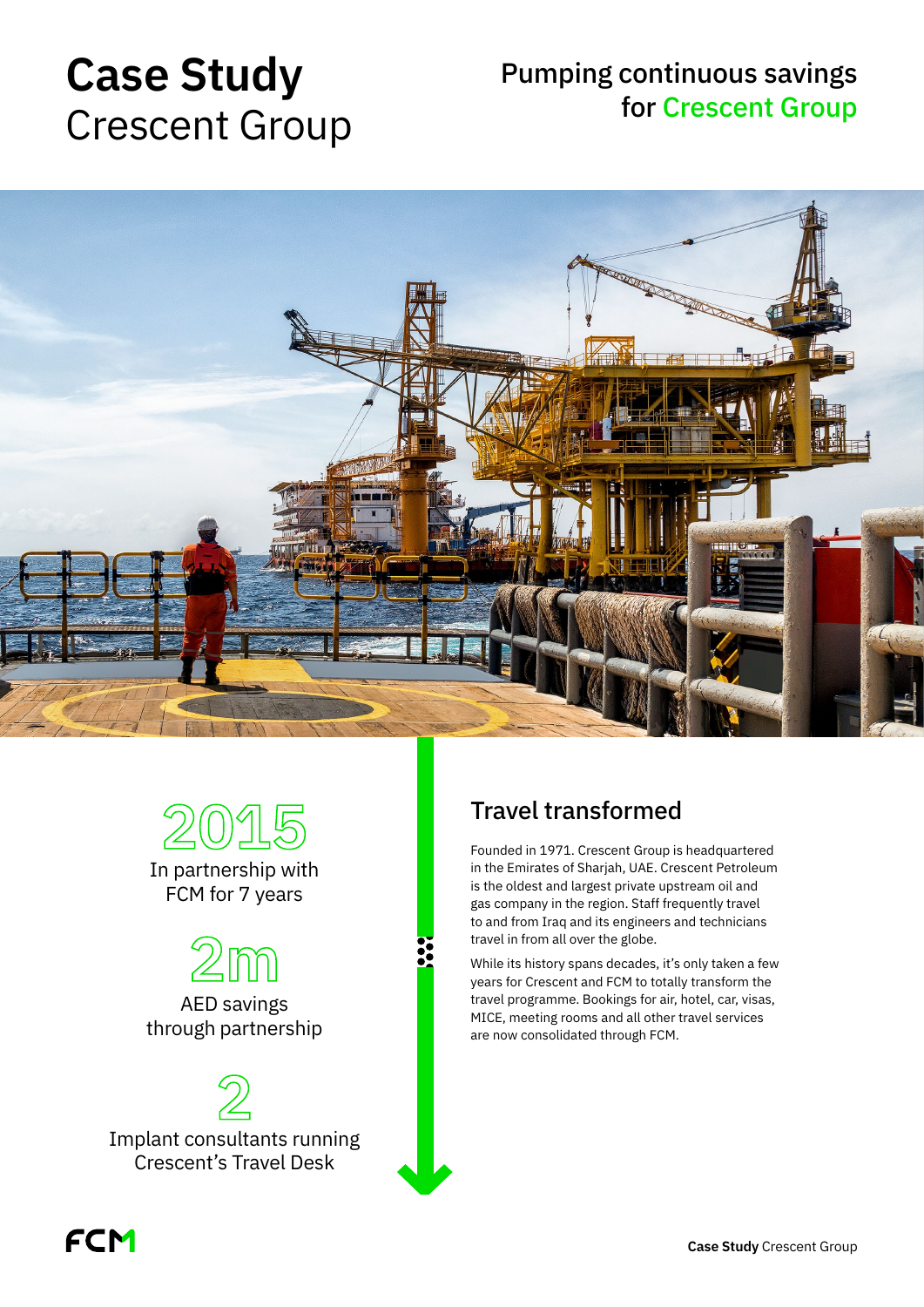# Case Study
Crescent Group

## Pumping continuous savings for Crescent Group

**2015**
In partnership with FCM for 7 years

**2m**
AED savings through partnership

**2**
Implant consultants running Crescent's Travel Desk

## Travel transformed

Founded in 1971. Crescent Group is headquartered in the Emirates of Sharjah, UAE. Crescent Petroleum is the oldest and largest private upstream oil and gas company in the region. Staff frequently travel to and from Iraq and its engineers and technicians travel in from all over the globe.

While its history spans decades, it's only taken a few years for Crescent and FCM to totally transform the travel programme. Bookings for air, hotel, car, visas, MICE, meeting rooms and all other travel services are now consolidated through FCM.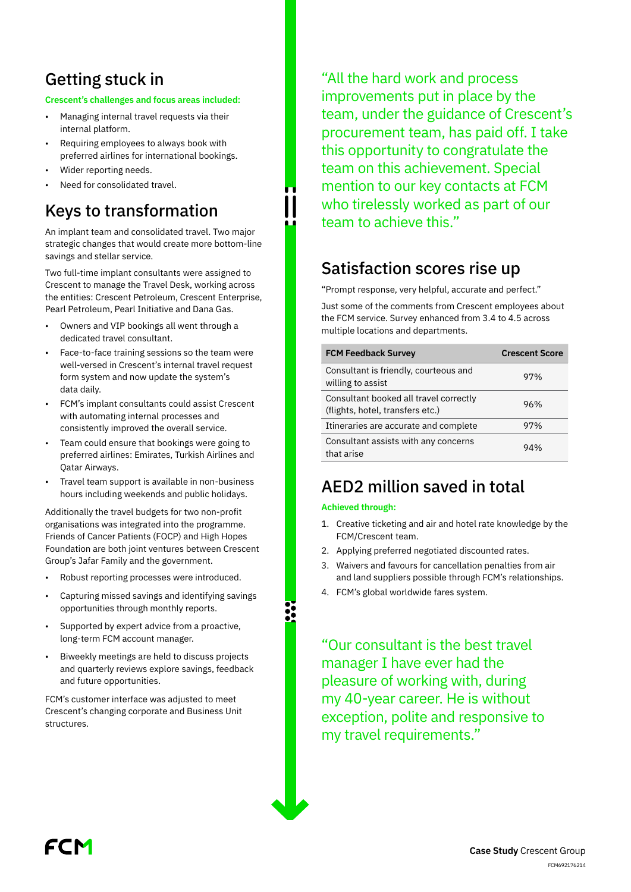## Getting stuck in

**Crescent's challenges and focus areas included:**

- Managing internal travel requests via their internal platform.
- Requiring employees to always book with preferred airlines for international bookings.
- Wider reporting needs.
- Need for consolidated travel.

## Keys to transformation

An implant team and consolidated travel. Two major strategic changes that would create more bottom-line savings and stellar service.

Two full-time implant consultants were assigned to Crescent to manage the Travel Desk, working across the entities: Crescent Petroleum, Crescent Enterprise, Pearl Petroleum, Pearl Initiative and Dana Gas.

- Owners and VIP bookings all went through a dedicated travel consultant.
- Face-to-face training sessions so the team were well-versed in Crescent's internal travel request form system and now update the system's data daily.
- FCM's implant consultants could assist Crescent with automating internal processes and consistently improved the overall service.
- Team could ensure that bookings were going to preferred airlines: Emirates, Turkish Airlines and Qatar Airways.
- Travel team support is available in non-business hours including weekends and public holidays.

Additionally the travel budgets for two non-profit organisations was integrated into the programme. Friends of Cancer Patients (FOCP) and High Hopes Foundation are both joint ventures between Crescent Group's Jafar Family and the government.

- Robust reporting processes were introduced.
- Capturing missed savings and identifying savings opportunities through monthly reports.
- Supported by expert advice from a proactive, long-term FCM account manager.
- Biweekly meetings are held to discuss projects and quarterly reviews explore savings, feedback and future opportunities.

FCM's customer interface was adjusted to meet Crescent's changing corporate and Business Unit structures.

"All the hard work and process improvements put in place by the team, under the guidance of Crescent's procurement team, has paid off. I take this opportunity to congratulate the team on this achievement. Special mention to our key contacts at FCM who tirelessly worked as part of our team to achieve this."

## Satisfaction scores rise up

"Prompt response, very helpful, accurate and perfect."

Just some of the comments from Crescent employees about the FCM service. Survey enhanced from 3.4 to 4.5 across multiple locations and departments.

| FCM Feedback Survey | Crescent Score |
|---|---|
| Consultant is friendly, courteous and willing to assist | 97% |
| Consultant booked all travel correctly (flights, hotel, transfers etc.) | 96% |
| Itineraries are accurate and complete | 97% |
| Consultant assists with any concerns that arise | 94% |

## AED2 million saved in total

**Achieved through:**

1. Creative ticketing and air and hotel rate knowledge by the FCM/Crescent team.
2. Applying preferred negotiated discounted rates.
3. Waivers and favours for cancellation penalties from air and land suppliers possible through FCM's relationships.
4. FCM's global worldwide fares system.

"Our consultant is the best travel manager I have ever had the pleasure of working with, during my 40-year career. He is without exception, polite and responsive to my travel requirements."